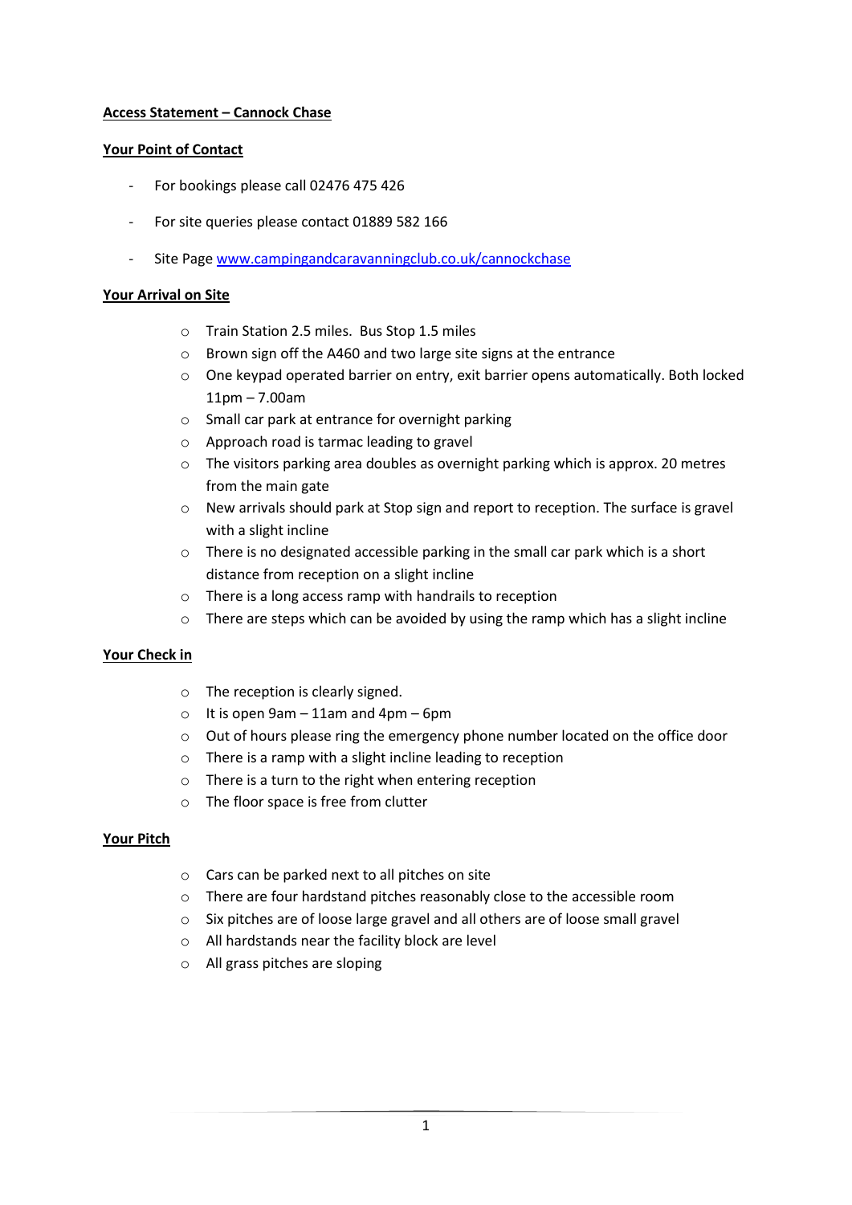**Access Statement – Cannock Chase**

**Your Point of Contact**

- For bookings please call 02476 475 426
- For site queries please contact 01889 582 166
- Site Page [www.campingandcaravanningclub.co.uk/cannockchase](www.campingandcaravanningclub.co.uk/cannockchase)

**Your Arrival on Site**

- Train Station 2.5 miles. Bus Stop 1.5 miles
- Brown sign off the A460 and two large site signs at the entrance
- One keypad operated barrier on entry, exit barrier opens automatically. Both locked 11pm – 7.00am
- Small car park at entrance for overnight parking
- Approach road is tarmac leading to gravel
- The visitors parking area doubles as overnight parking which is approx. 20 metres from the main gate
- New arrivals should park at Stop sign and report to reception. The surface is gravel with a slight incline
- There is no designated accessible parking in the small car park which is a short distance from reception on a slight incline
- There is a long access ramp with handrails to reception
- There are steps which can be avoided by using the ramp which has a slight incline

**Your Check in**

- The reception is clearly signed.
- It is open 9am – 11am and 4pm – 6pm
- Out of hours please ring the emergency phone number located on the office door
- There is a ramp with a slight incline leading to reception
- There is a turn to the right when entering reception
- The floor space is free from clutter

**Your Pitch**

- Cars can be parked next to all pitches on site
- There are four hardstand pitches reasonably close to the accessible room
- Six pitches are of loose large gravel and all others are of loose small gravel
- All hardstands near the facility block are level
- All grass pitches are sloping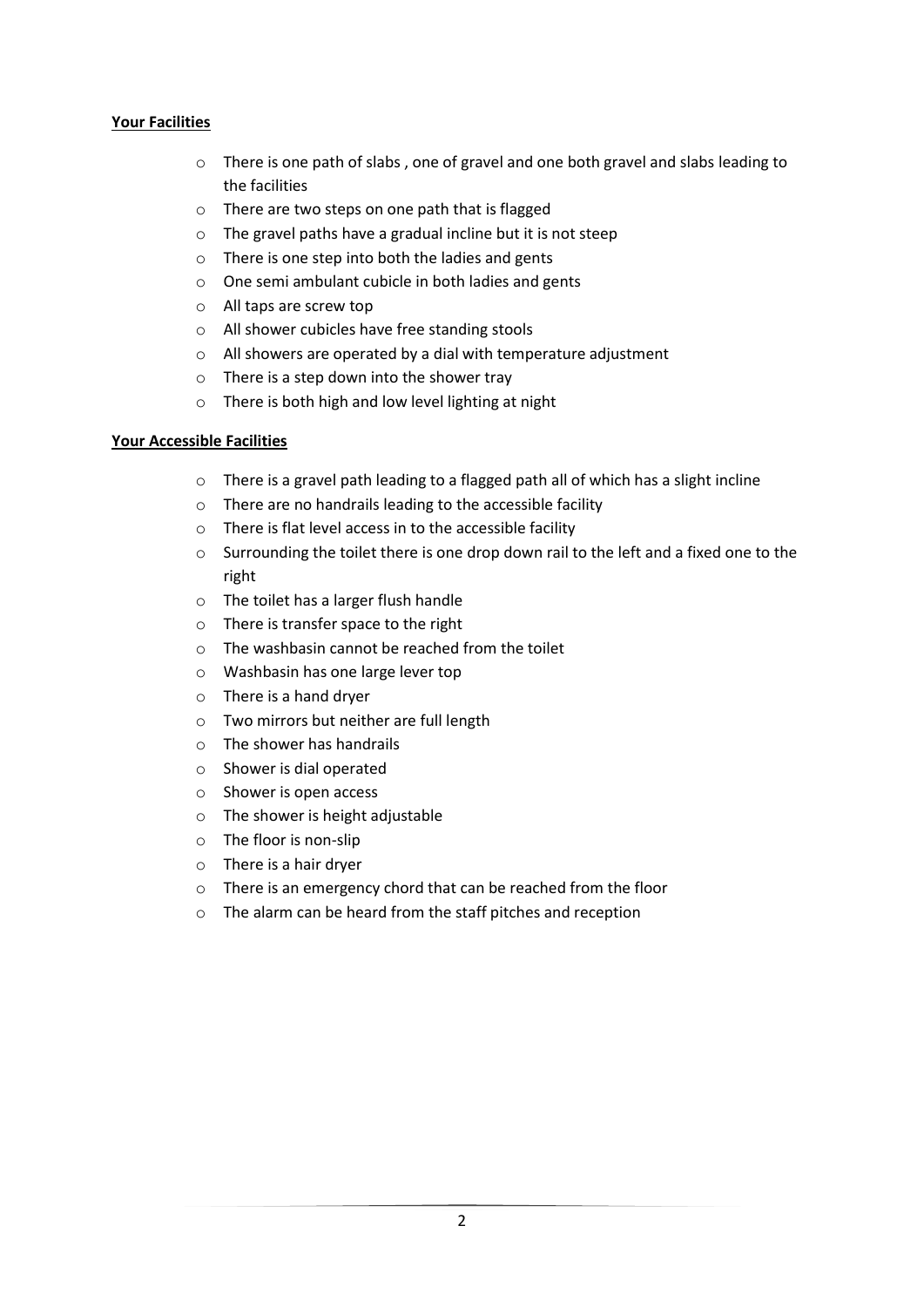**Your Facilities**

- There is one path of slabs , one of gravel and one both gravel and slabs leading to the facilities
- There are two steps on one path that is flagged
- The gravel paths have a gradual incline but it is not steep
- There is one step into both the ladies and gents
- One semi ambulant cubicle in both ladies and gents
- All taps are screw top
- All shower cubicles have free standing stools
- All showers are operated by a dial with temperature adjustment
- There is a step down into the shower tray
- There is both high and low level lighting at night

**Your Accessible Facilities**

- There is a gravel path leading to a flagged path all of which has a slight incline
- There are no handrails leading to the accessible facility
- There is flat level access in to the accessible facility
- Surrounding the toilet there is one drop down rail to the left and a fixed one to the right
- The toilet has a larger flush handle
- There is transfer space to the right
- The washbasin cannot be reached from the toilet
- Washbasin has one large lever top
- There is a hand dryer
- Two mirrors but neither are full length
- The shower has handrails
- Shower is dial operated
- Shower is open access
- The shower is height adjustable
- The floor is non-slip
- There is a hair dryer
- There is an emergency chord that can be reached from the floor
- The alarm can be heard from the staff pitches and reception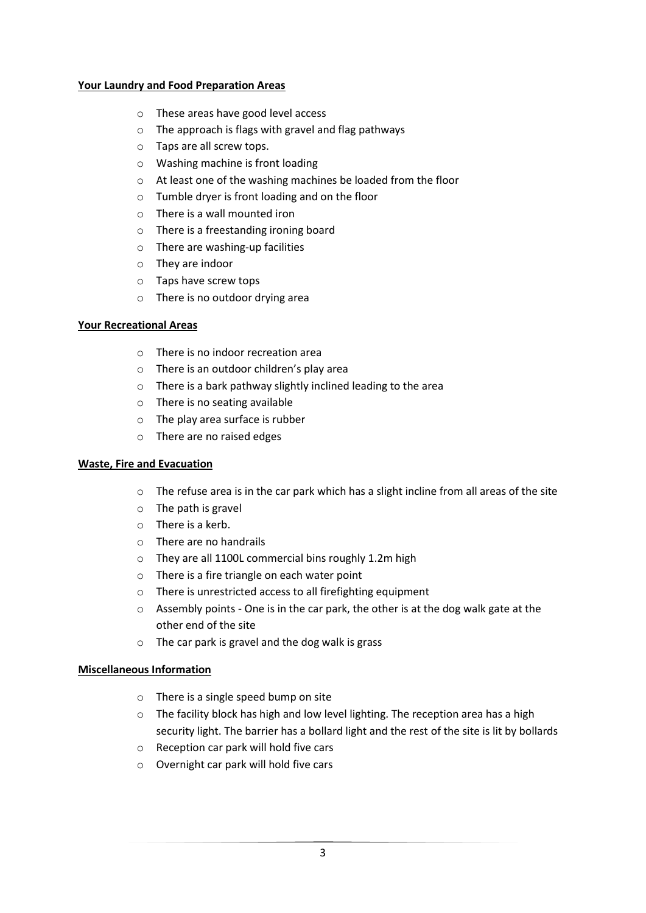**Your Laundry and Food Preparation Areas**

- These areas have good level access
- The approach is flags with gravel and flag pathways
- Taps are all screw tops.
- Washing machine is front loading
- At least one of the washing machines be loaded from the floor
- Tumble dryer is front loading and on the floor
- There is a wall mounted iron
- There is a freestanding ironing board
- There are washing-up facilities
- They are indoor
- Taps have screw tops
- There is no outdoor drying area

**Your Recreational Areas**

- There is no indoor recreation area
- There is an outdoor children's play area
- There is a bark pathway slightly inclined leading to the area
- There is no seating available
- The play area surface is rubber
- There are no raised edges

**Waste, Fire and Evacuation**

- The refuse area is in the car park which has a slight incline from all areas of the site
- The path is gravel
- There is a kerb.
- There are no handrails
- They are all 1100L commercial bins roughly 1.2m high
- There is a fire triangle on each water point
- There is unrestricted access to all firefighting equipment
- Assembly points - One is in the car park, the other is at the dog walk gate at the other end of the site
- The car park is gravel and the dog walk is grass

**Miscellaneous Information**

- There is a single speed bump on site
- The facility block has high and low level lighting. The reception area has a high security light. The barrier has a bollard light and the rest of the site is lit by bollards
- Reception car park will hold five cars
- Overnight car park will hold five cars